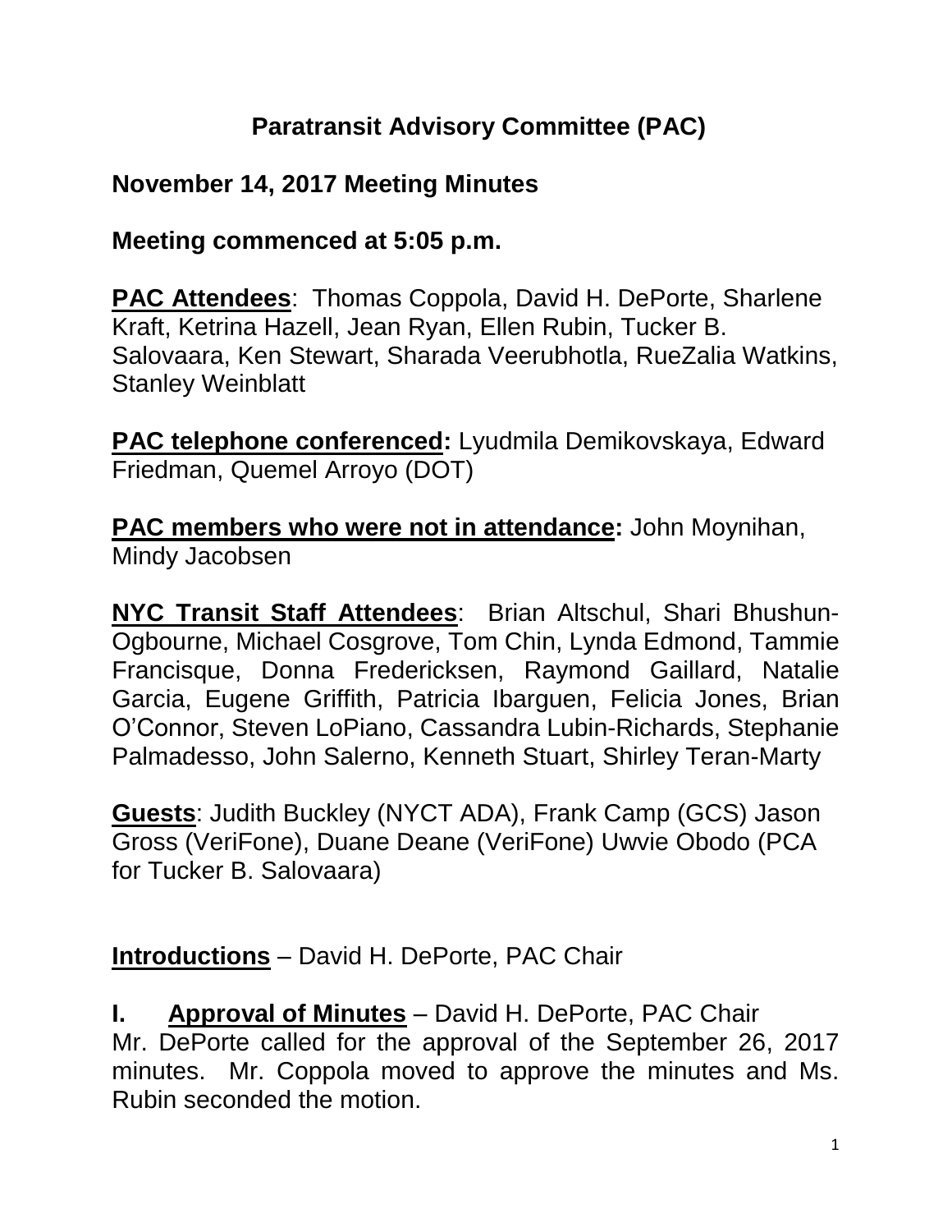# Paratransit Advisory Committee (PAC)

## November 14, 2017 Meeting Minutes

## Meeting commenced at 5:05 p.m.

**PAC Attendees**: Thomas Coppola, David H. DePorte, Sharlene Kraft, Ketrina Hazell, Jean Ryan, Ellen Rubin, Tucker B. Salovaara, Ken Stewart, Sharada Veerubhotla, RueZalia Watkins, Stanley Weinblatt

**PAC telephone conferenced:** Lyudmila Demikovskaya, Edward Friedman, Quemel Arroyo (DOT)

**PAC members who were not in attendance:** John Moynihan, Mindy Jacobsen

**NYC Transit Staff Attendees**: Brian Altschul, Shari Bhushun-Ogbourne, Michael Cosgrove, Tom Chin, Lynda Edmond, Tammie Francisque, Donna Fredericksen, Raymond Gaillard, Natalie Garcia, Eugene Griffith, Patricia Ibarguen, Felicia Jones, Brian O'Connor, Steven LoPiano, Cassandra Lubin-Richards, Stephanie Palmadesso, John Salerno, Kenneth Stuart, Shirley Teran-Marty

**Guests**: Judith Buckley (NYCT ADA), Frank Camp (GCS) Jason Gross (VeriFone), Duane Deane (VeriFone) Uwvie Obodo (PCA for Tucker B. Salovaara)

**Introductions** – David H. DePorte, PAC Chair

**I. Approval of Minutes** – David H. DePorte, PAC Chair

Mr. DePorte called for the approval of the September 26, 2017 minutes. Mr. Coppola moved to approve the minutes and Ms. Rubin seconded the motion.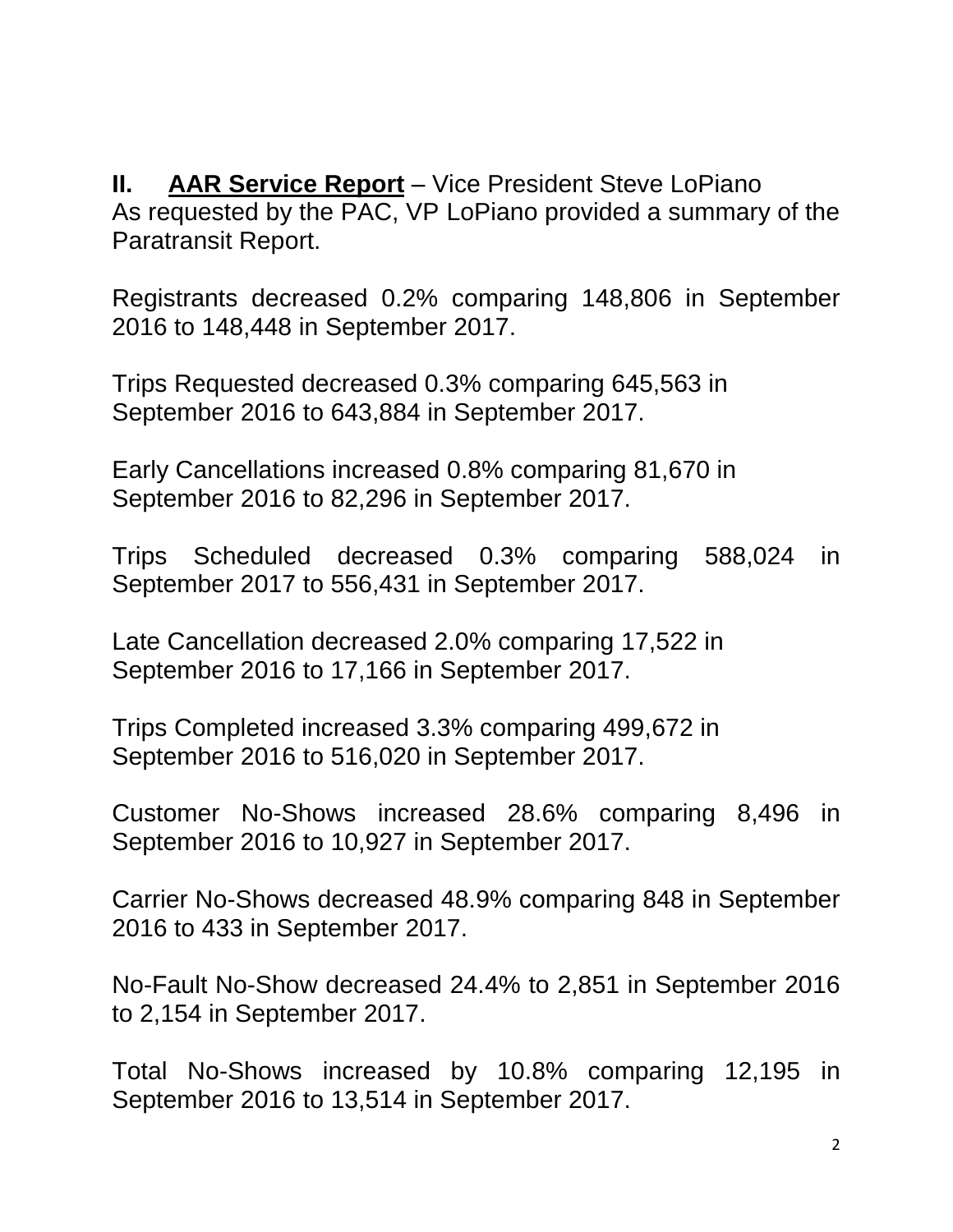**II.** **<u>AAR Service Report</u>** – Vice President Steve LoPiano
As requested by the PAC, VP LoPiano provided a summary of the Paratransit Report.

Registrants decreased 0.2% comparing 148,806 in September 2016 to 148,448 in September 2017.

Trips Requested decreased 0.3% comparing 645,563 in September 2016 to 643,884 in September 2017.

Early Cancellations increased 0.8% comparing 81,670 in September 2016 to 82,296 in September 2017.

Trips Scheduled decreased 0.3% comparing 588,024 in September 2017 to 556,431 in September 2017.

Late Cancellation decreased 2.0% comparing 17,522 in September 2016 to 17,166 in September 2017.

Trips Completed increased 3.3% comparing 499,672 in September 2016 to 516,020 in September 2017.

Customer No-Shows increased 28.6% comparing 8,496 in September 2016 to 10,927 in September 2017.

Carrier No-Shows decreased 48.9% comparing 848 in September 2016 to 433 in September 2017.

No-Fault No-Show decreased 24.4% to 2,851 in September 2016 to 2,154 in September 2017.

Total No-Shows increased by 10.8% comparing 12,195 in September 2016 to 13,514 in September 2017.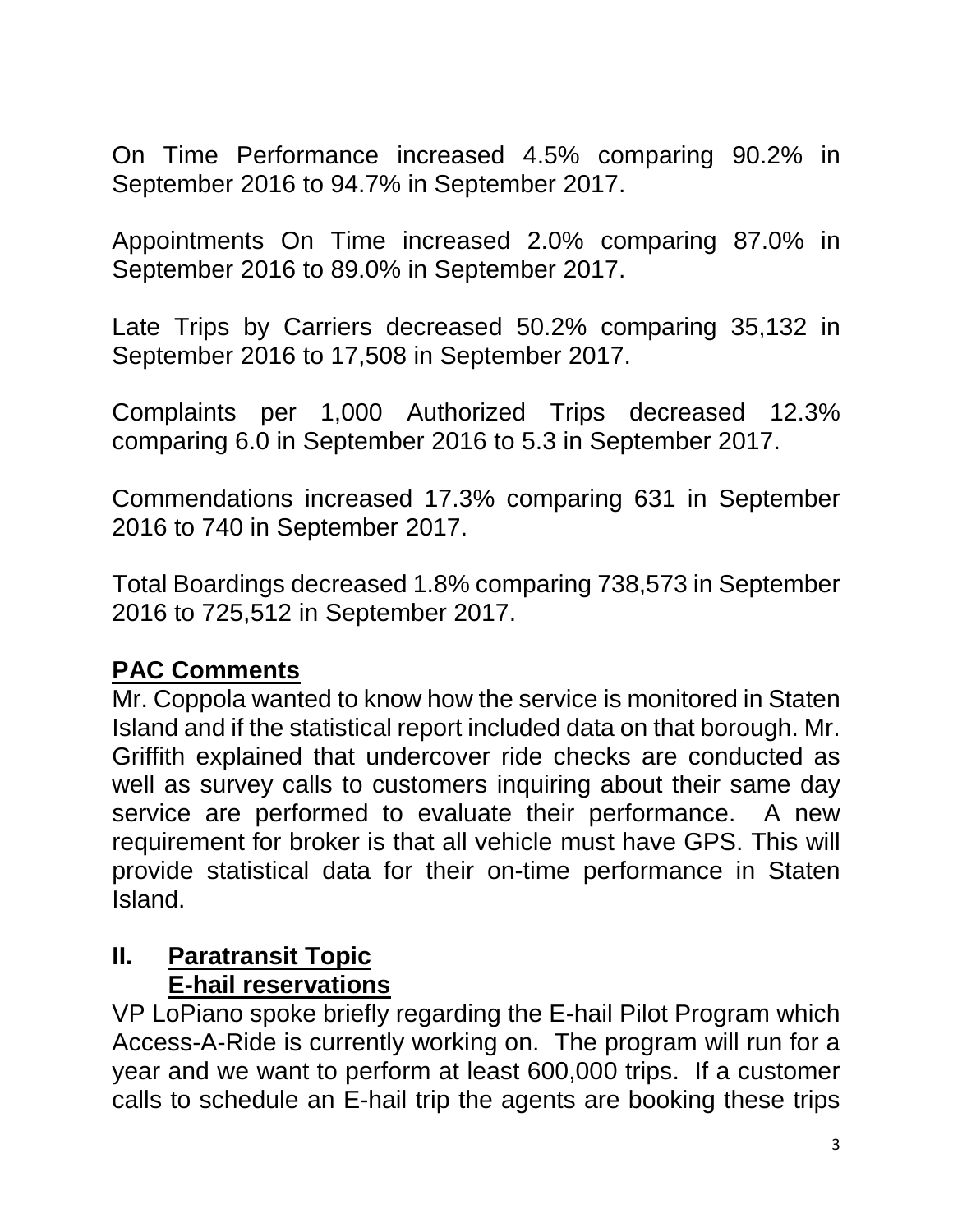On Time Performance increased 4.5% comparing 90.2% in September 2016 to 94.7% in September 2017.

Appointments On Time increased 2.0% comparing 87.0% in September 2016 to 89.0% in September 2017.

Late Trips by Carriers decreased 50.2% comparing 35,132 in September 2016 to 17,508 in September 2017.

Complaints per 1,000 Authorized Trips decreased 12.3% comparing 6.0 in September 2016 to 5.3 in September 2017.

Commendations increased 17.3% comparing 631 in September 2016 to 740 in September 2017.

Total Boardings decreased 1.8% comparing 738,573 in September 2016 to 725,512 in September 2017.

## PAC Comments

Mr. Coppola wanted to know how the service is monitored in Staten Island and if the statistical report included data on that borough. Mr. Griffith explained that undercover ride checks are conducted as well as survey calls to customers inquiring about their same day service are performed to evaluate their performance. A new requirement for broker is that all vehicle must have GPS. This will provide statistical data for their on-time performance in Staten Island.

## II. Paratransit Topic
### E-hail reservations

VP LoPiano spoke briefly regarding the E-hail Pilot Program which Access-A-Ride is currently working on. The program will run for a year and we want to perform at least 600,000 trips. If a customer calls to schedule an E-hail trip the agents are booking these trips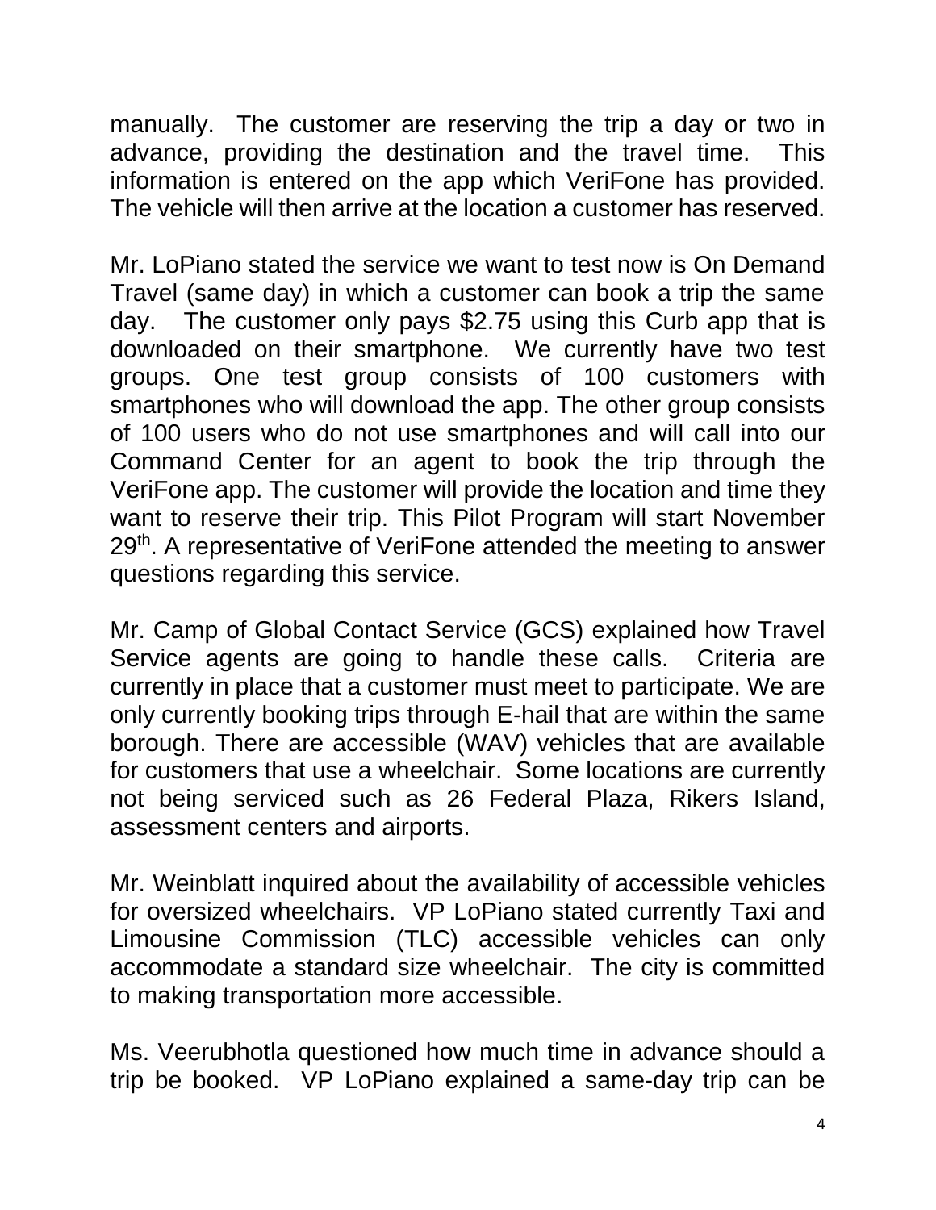manually. The customer are reserving the trip a day or two in advance, providing the destination and the travel time. This information is entered on the app which VeriFone has provided. The vehicle will then arrive at the location a customer has reserved.

Mr. LoPiano stated the service we want to test now is On Demand Travel (same day) in which a customer can book a trip the same day. The customer only pays $2.75 using this Curb app that is downloaded on their smartphone. We currently have two test groups. One test group consists of 100 customers with smartphones who will download the app. The other group consists of 100 users who do not use smartphones and will call into our Command Center for an agent to book the trip through the VeriFone app. The customer will provide the location and time they want to reserve their trip. This Pilot Program will start November 29th. A representative of VeriFone attended the meeting to answer questions regarding this service.

Mr. Camp of Global Contact Service (GCS) explained how Travel Service agents are going to handle these calls. Criteria are currently in place that a customer must meet to participate. We are only currently booking trips through E-hail that are within the same borough. There are accessible (WAV) vehicles that are available for customers that use a wheelchair. Some locations are currently not being serviced such as 26 Federal Plaza, Rikers Island, assessment centers and airports.

Mr. Weinblatt inquired about the availability of accessible vehicles for oversized wheelchairs. VP LoPiano stated currently Taxi and Limousine Commission (TLC) accessible vehicles can only accommodate a standard size wheelchair. The city is committed to making transportation more accessible.

Ms. Veerubhotla questioned how much time in advance should a trip be booked. VP LoPiano explained a same-day trip can be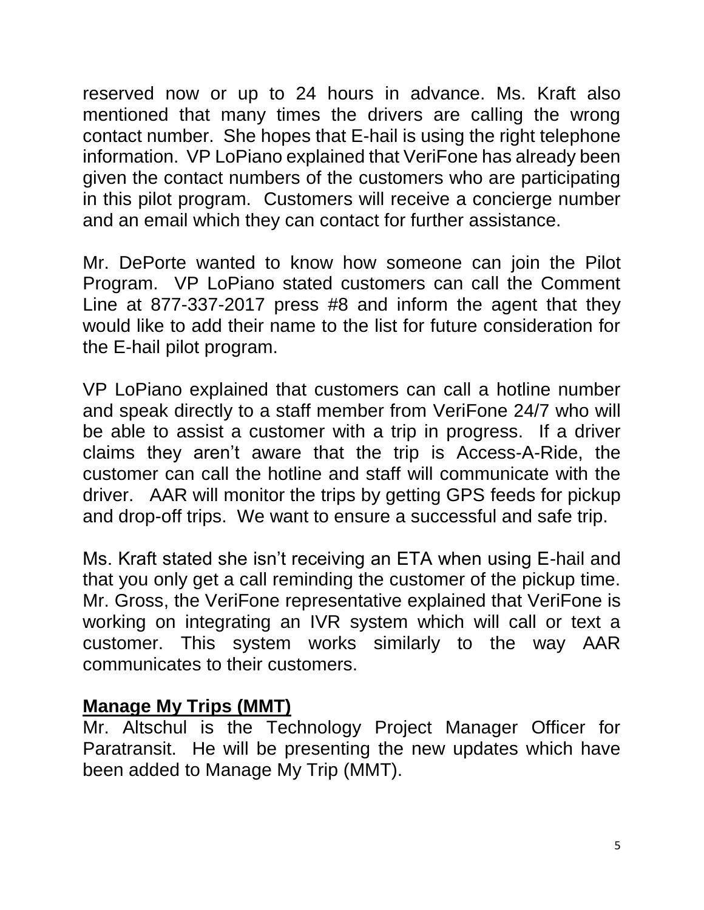reserved now or up to 24 hours in advance. Ms. Kraft also mentioned that many times the drivers are calling the wrong contact number. She hopes that E-hail is using the right telephone information. VP LoPiano explained that VeriFone has already been given the contact numbers of the customers who are participating in this pilot program. Customers will receive a concierge number and an email which they can contact for further assistance.

Mr. DePorte wanted to know how someone can join the Pilot Program. VP LoPiano stated customers can call the Comment Line at 877-337-2017 press #8 and inform the agent that they would like to add their name to the list for future consideration for the E-hail pilot program.

VP LoPiano explained that customers can call a hotline number and speak directly to a staff member from VeriFone 24/7 who will be able to assist a customer with a trip in progress. If a driver claims they aren't aware that the trip is Access-A-Ride, the customer can call the hotline and staff will communicate with the driver. AAR will monitor the trips by getting GPS feeds for pickup and drop-off trips. We want to ensure a successful and safe trip.

Ms. Kraft stated she isn't receiving an ETA when using E-hail and that you only get a call reminding the customer of the pickup time. Mr. Gross, the VeriFone representative explained that VeriFone is working on integrating an IVR system which will call or text a customer. This system works similarly to the way AAR communicates to their customers.

## Manage My Trips (MMT)

Mr. Altschul is the Technology Project Manager Officer for Paratransit. He will be presenting the new updates which have been added to Manage My Trip (MMT).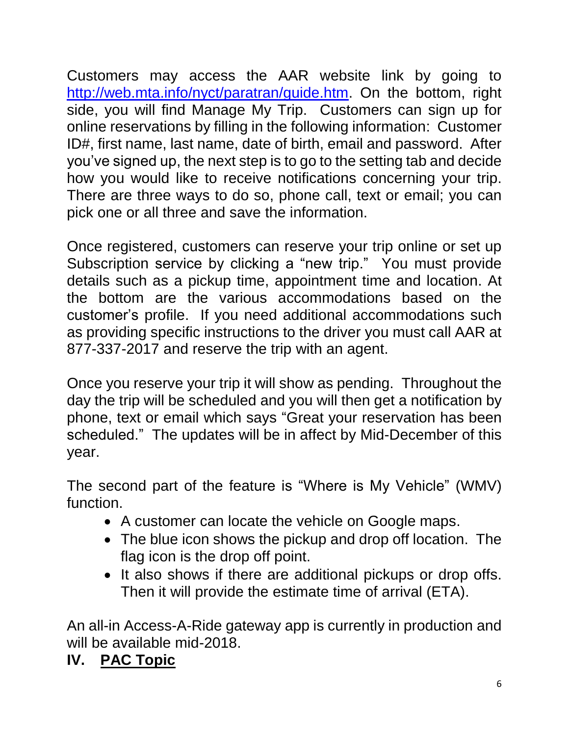Customers may access the AAR website link by going to [http://web.mta.info/nyct/paratran/guide.htm](http://web.mta.info/nyct/paratran/guide.htm). On the bottom, right side, you will find Manage My Trip. Customers can sign up for online reservations by filling in the following information: Customer ID#, first name, last name, date of birth, email and password. After you've signed up, the next step is to go to the setting tab and decide how you would like to receive notifications concerning your trip. There are three ways to do so, phone call, text or email; you can pick one or all three and save the information.

Once registered, customers can reserve your trip online or set up Subscription service by clicking a "new trip." You must provide details such as a pickup time, appointment time and location. At the bottom are the various accommodations based on the customer's profile. If you need additional accommodations such as providing specific instructions to the driver you must call AAR at 877-337-2017 and reserve the trip with an agent.

Once you reserve your trip it will show as pending. Throughout the day the trip will be scheduled and you will then get a notification by phone, text or email which says "Great your reservation has been scheduled." The updates will be in affect by Mid-December of this year.

The second part of the feature is "Where is My Vehicle" (WMV) function.

- A customer can locate the vehicle on Google maps.
- The blue icon shows the pickup and drop off location. The flag icon is the drop off point.
- It also shows if there are additional pickups or drop offs. Then it will provide the estimate time of arrival (ETA).

An all-in Access-A-Ride gateway app is currently in production and will be available mid-2018.

## IV. <u>PAC Topic</u>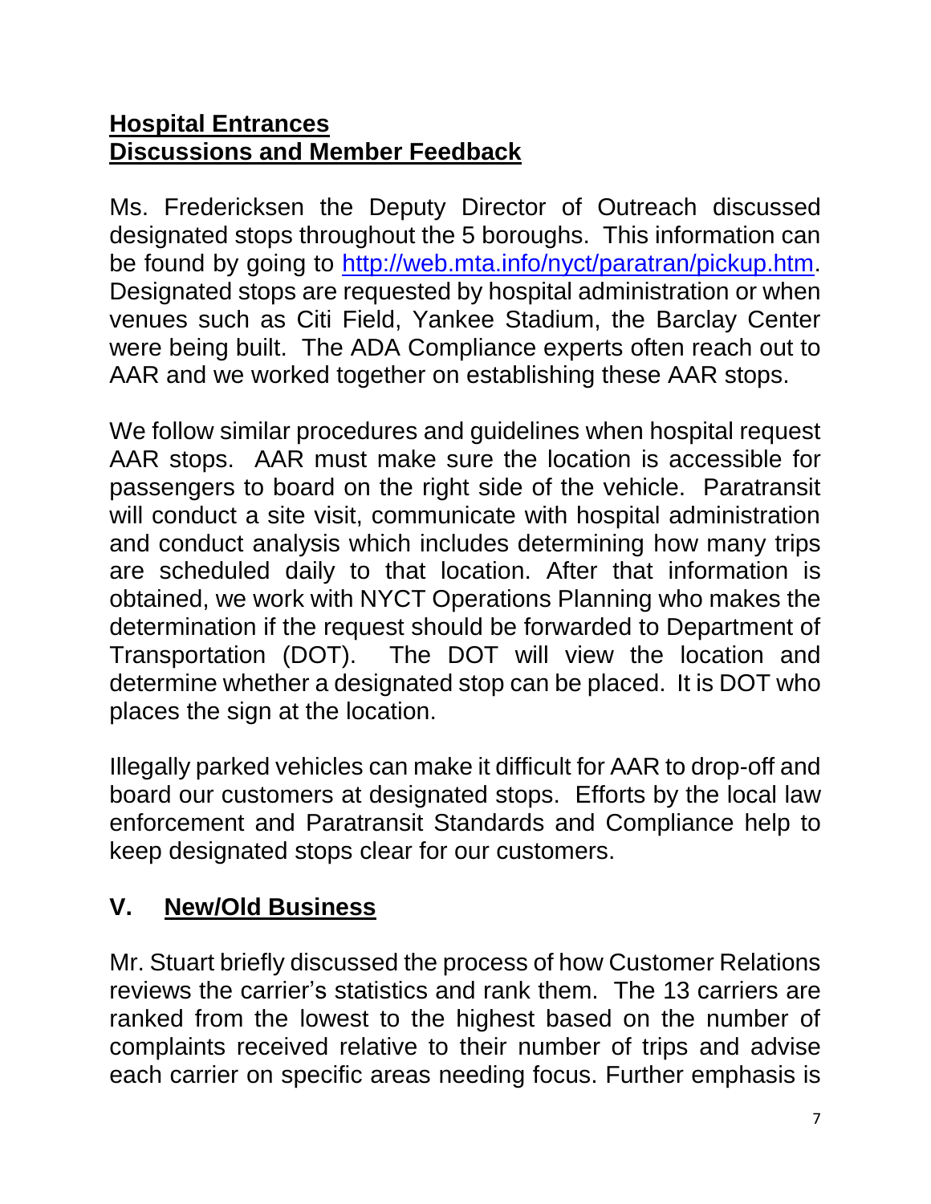**Hospital Entrances**
**Discussions and Member Feedback**

Ms. Fredericksen the Deputy Director of Outreach discussed designated stops throughout the 5 boroughs. This information can be found by going to [http://web.mta.info/nyct/paratran/pickup.htm](http://web.mta.info/nyct/paratran/pickup.htm). Designated stops are requested by hospital administration or when venues such as Citi Field, Yankee Stadium, the Barclay Center were being built. The ADA Compliance experts often reach out to AAR and we worked together on establishing these AAR stops.

We follow similar procedures and guidelines when hospital request AAR stops. AAR must make sure the location is accessible for passengers to board on the right side of the vehicle. Paratransit will conduct a site visit, communicate with hospital administration and conduct analysis which includes determining how many trips are scheduled daily to that location. After that information is obtained, we work with NYCT Operations Planning who makes the determination if the request should be forwarded to Department of Transportation (DOT). The DOT will view the location and determine whether a designated stop can be placed. It is DOT who places the sign at the location.

Illegally parked vehicles can make it difficult for AAR to drop-off and board our customers at designated stops. Efforts by the local law enforcement and Paratransit Standards and Compliance help to keep designated stops clear for our customers.

## V. New/Old Business

Mr. Stuart briefly discussed the process of how Customer Relations reviews the carrier's statistics and rank them. The 13 carriers are ranked from the lowest to the highest based on the number of complaints received relative to their number of trips and advise each carrier on specific areas needing focus. Further emphasis is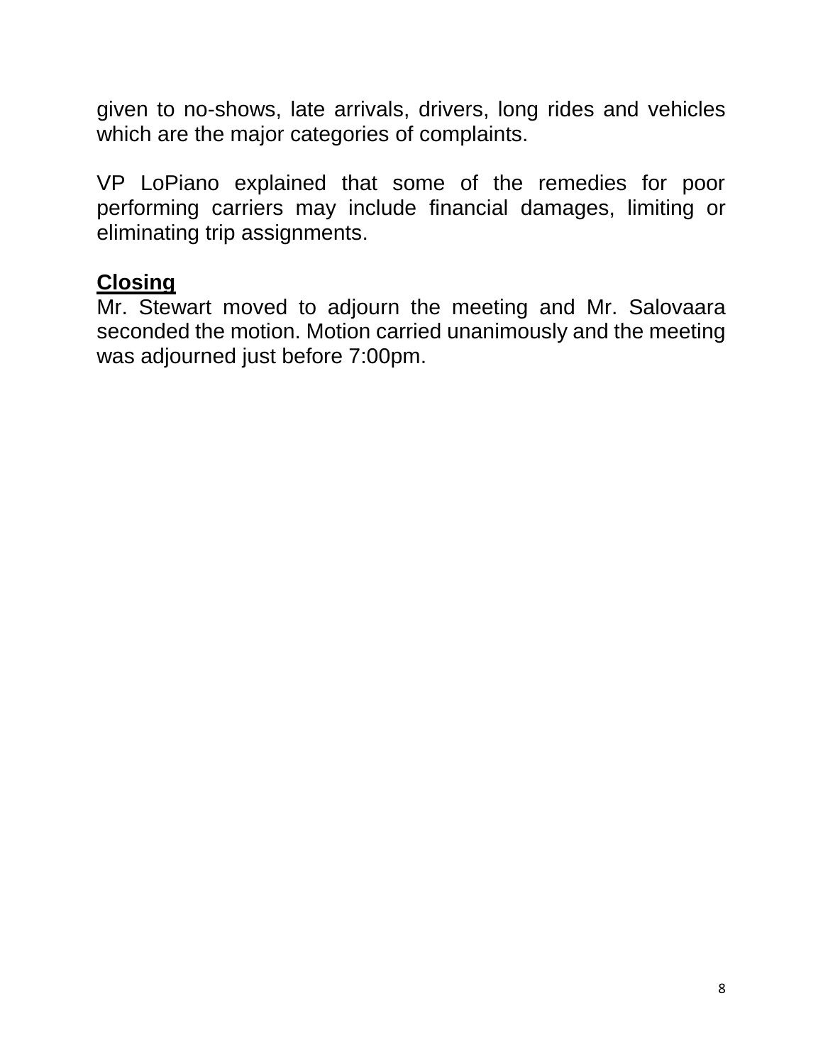given to no-shows, late arrivals, drivers, long rides and vehicles which are the major categories of complaints.

VP LoPiano explained that some of the remedies for poor performing carriers may include financial damages, limiting or eliminating trip assignments.

**Closing**

Mr. Stewart moved to adjourn the meeting and Mr. Salovaara seconded the motion. Motion carried unanimously and the meeting was adjourned just before 7:00pm.